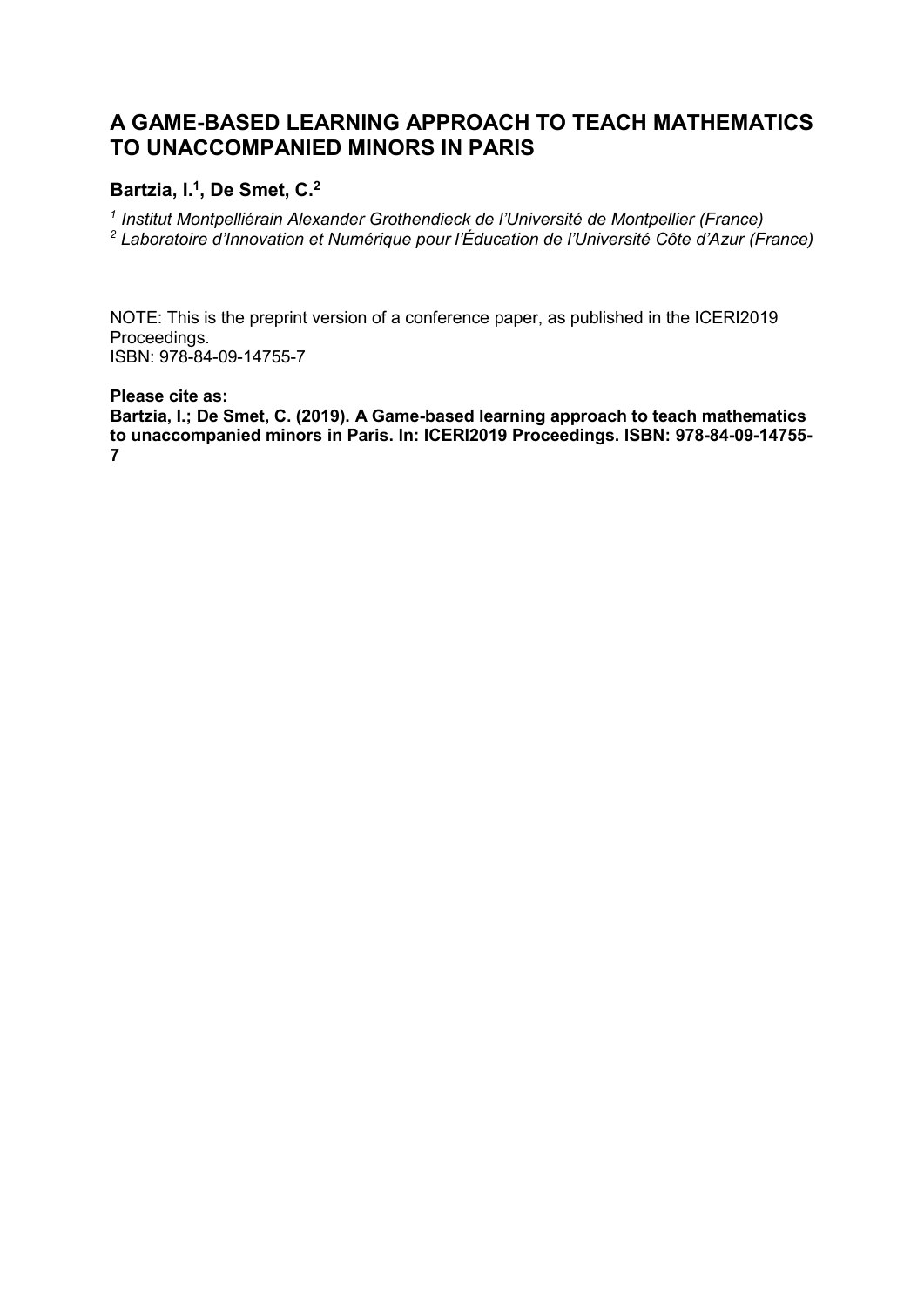# A GAME-BASED LEARNING APPROACH TO TEACH MATHEMATICS TO UNACCOMPANIED MINORS IN PARIS

**Bartzia, I.[1], De Smet, C.[2]**

*[1] Institut Montpelliérain Alexander Grothendieck de l'Université de Montpellier (France)*
*[2] Laboratoire d'Innovation et Numérique pour l'Éducation de l'Université Côte d'Azur (France)*

NOTE: This is the preprint version of a conference paper, as published in the ICERI2019 Proceedings.
ISBN: 978-84-09-14755-7

**Please cite as:**
**Bartzia, I.; De Smet, C. (2019). A Game-based learning approach to teach mathematics to unaccompanied minors in Paris. In: ICERI2019 Proceedings. ISBN: 978-84-09-14755-7**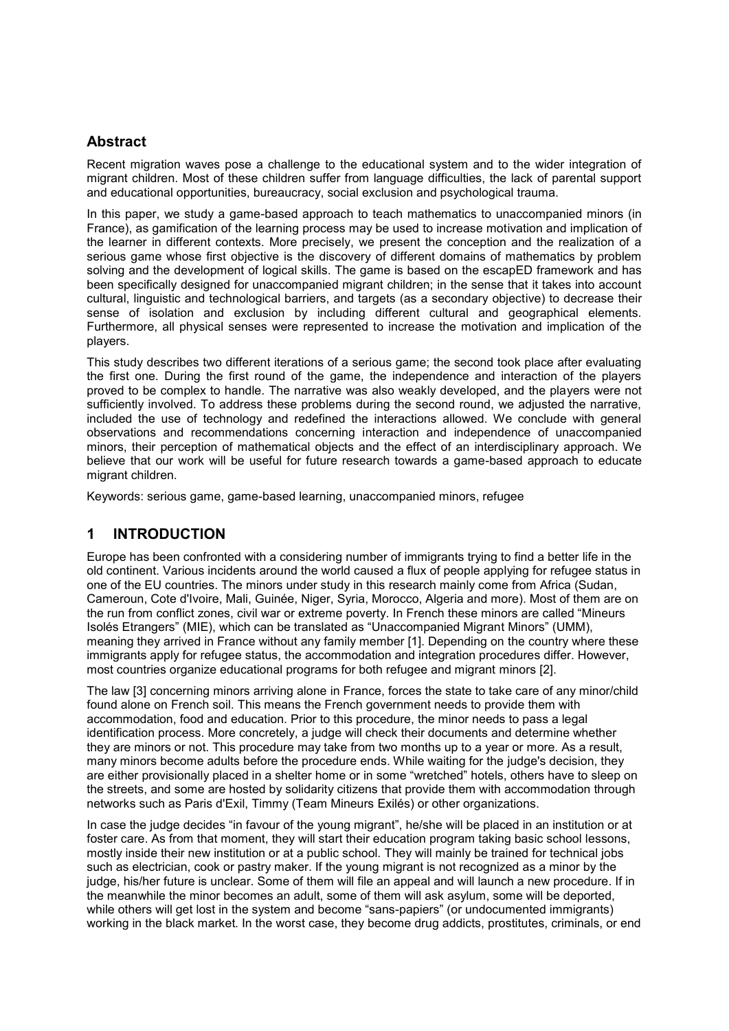## Abstract

Recent migration waves pose a challenge to the educational system and to the wider integration of migrant children. Most of these children suffer from language difficulties, the lack of parental support and educational opportunities, bureaucracy, social exclusion and psychological trauma.

In this paper, we study a game-based approach to teach mathematics to unaccompanied minors (in France), as gamification of the learning process may be used to increase motivation and implication of the learner in different contexts. More precisely, we present the conception and the realization of a serious game whose first objective is the discovery of different domains of mathematics by problem solving and the development of logical skills. The game is based on the escapED framework and has been specifically designed for unaccompanied migrant children; in the sense that it takes into account cultural, linguistic and technological barriers, and targets (as a secondary objective) to decrease their sense of isolation and exclusion by including different cultural and geographical elements. Furthermore, all physical senses were represented to increase the motivation and implication of the players.

This study describes two different iterations of a serious game; the second took place after evaluating the first one. During the first round of the game, the independence and interaction of the players proved to be complex to handle. The narrative was also weakly developed, and the players were not sufficiently involved. To address these problems during the second round, we adjusted the narrative, included the use of technology and redefined the interactions allowed. We conclude with general observations and recommendations concerning interaction and independence of unaccompanied minors, their perception of mathematical objects and the effect of an interdisciplinary approach. We believe that our work will be useful for future research towards a game-based approach to educate migrant children.

Keywords: serious game, game-based learning, unaccompanied minors, refugee

## 1 INTRODUCTION

Europe has been confronted with a considering number of immigrants trying to find a better life in the old continent. Various incidents around the world caused a flux of people applying for refugee status in one of the EU countries. The minors under study in this research mainly come from Africa (Sudan, Cameroun, Cote d'Ivoire, Mali, Guinée, Niger, Syria, Morocco, Algeria and more). Most of them are on the run from conflict zones, civil war or extreme poverty. In French these minors are called "Mineurs Isolés Etrangers" (MIE), which can be translated as "Unaccompanied Migrant Minors" (UMM), meaning they arrived in France without any family member [1]. Depending on the country where these immigrants apply for refugee status, the accommodation and integration procedures differ. However, most countries organize educational programs for both refugee and migrant minors [2].

The law [3] concerning minors arriving alone in France, forces the state to take care of any minor/child found alone on French soil. This means the French government needs to provide them with accommodation, food and education. Prior to this procedure, the minor needs to pass a legal identification process. More concretely, a judge will check their documents and determine whether they are minors or not. This procedure may take from two months up to a year or more. As a result, many minors become adults before the procedure ends. While waiting for the judge's decision, they are either provisionally placed in a shelter home or in some "wretched" hotels, others have to sleep on the streets, and some are hosted by solidarity citizens that provide them with accommodation through networks such as Paris d'Exil, Timmy (Team Mineurs Exilés) or other organizations.

In case the judge decides "in favour of the young migrant", he/she will be placed in an institution or at foster care. As from that moment, they will start their education program taking basic school lessons, mostly inside their new institution or at a public school. They will mainly be trained for technical jobs such as electrician, cook or pastry maker. If the young migrant is not recognized as a minor by the judge, his/her future is unclear. Some of them will file an appeal and will launch a new procedure. If in the meanwhile the minor becomes an adult, some of them will ask asylum, some will be deported, while others will get lost in the system and become "sans-papiers" (or undocumented immigrants) working in the black market. In the worst case, they become drug addicts, prostitutes, criminals, or end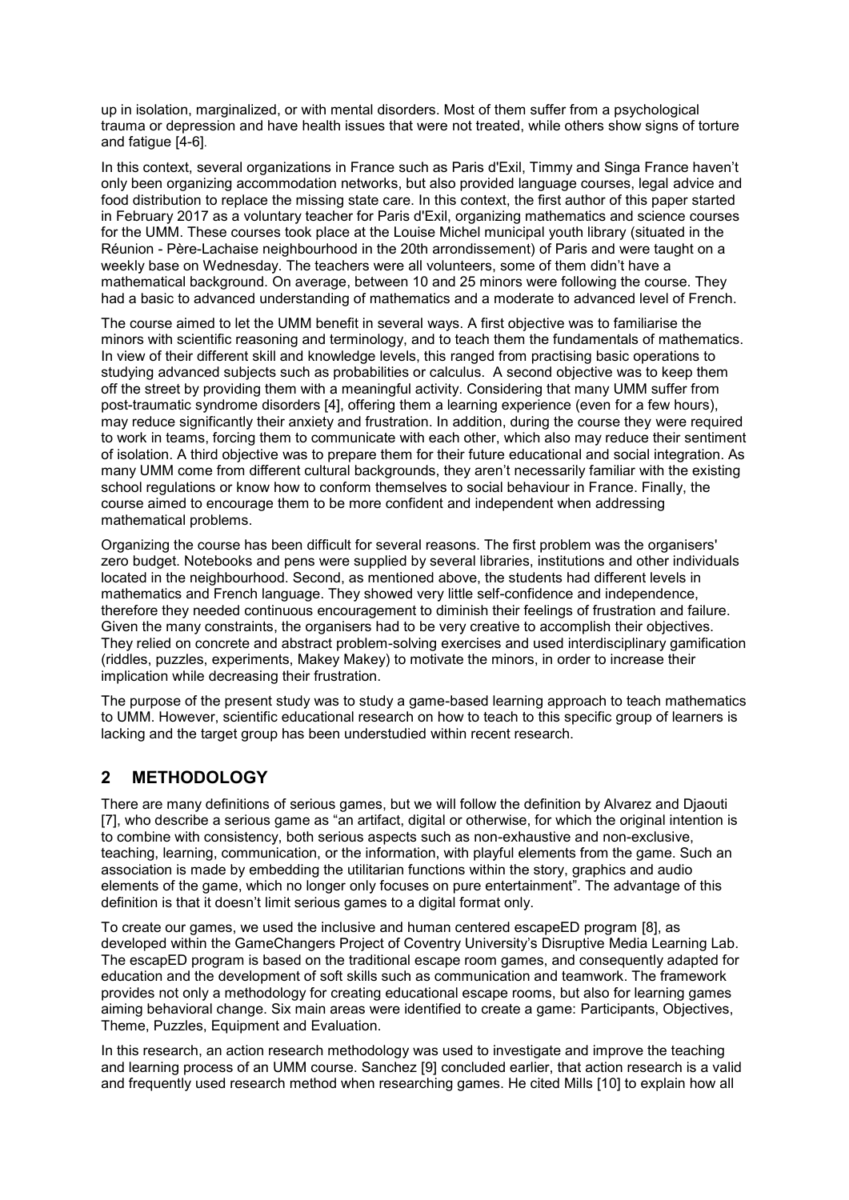up in isolation, marginalized, or with mental disorders. Most of them suffer from a psychological trauma or depression and have health issues that were not treated, while others show signs of torture and fatigue [4-6].

In this context, several organizations in France such as Paris d'Exil, Timmy and Singa France haven't only been organizing accommodation networks, but also provided language courses, legal advice and food distribution to replace the missing state care. In this context, the first author of this paper started in February 2017 as a voluntary teacher for Paris d'Exil, organizing mathematics and science courses for the UMM. These courses took place at the Louise Michel municipal youth library (situated in the Réunion - Père-Lachaise neighbourhood in the 20th arrondissement) of Paris and were taught on a weekly base on Wednesday. The teachers were all volunteers, some of them didn't have a mathematical background. On average, between 10 and 25 minors were following the course. They had a basic to advanced understanding of mathematics and a moderate to advanced level of French.

The course aimed to let the UMM benefit in several ways. A first objective was to familiarise the minors with scientific reasoning and terminology, and to teach them the fundamentals of mathematics. In view of their different skill and knowledge levels, this ranged from practising basic operations to studying advanced subjects such as probabilities or calculus. A second objective was to keep them off the street by providing them with a meaningful activity. Considering that many UMM suffer from post-traumatic syndrome disorders [4], offering them a learning experience (even for a few hours), may reduce significantly their anxiety and frustration. In addition, during the course they were required to work in teams, forcing them to communicate with each other, which also may reduce their sentiment of isolation. A third objective was to prepare them for their future educational and social integration. As many UMM come from different cultural backgrounds, they aren't necessarily familiar with the existing school regulations or know how to conform themselves to social behaviour in France. Finally, the course aimed to encourage them to be more confident and independent when addressing mathematical problems.

Organizing the course has been difficult for several reasons. The first problem was the organisers' zero budget. Notebooks and pens were supplied by several libraries, institutions and other individuals located in the neighbourhood. Second, as mentioned above, the students had different levels in mathematics and French language. They showed very little self-confidence and independence, therefore they needed continuous encouragement to diminish their feelings of frustration and failure. Given the many constraints, the organisers had to be very creative to accomplish their objectives. They relied on concrete and abstract problem-solving exercises and used interdisciplinary gamification (riddles, puzzles, experiments, Makey Makey) to motivate the minors, in order to increase their implication while decreasing their frustration.

The purpose of the present study was to study a game-based learning approach to teach mathematics to UMM. However, scientific educational research on how to teach to this specific group of learners is lacking and the target group has been understudied within recent research.

## 2 METHODOLOGY

There are many definitions of serious games, but we will follow the definition by Alvarez and Djaouti [7], who describe a serious game as "an artifact, digital or otherwise, for which the original intention is to combine with consistency, both serious aspects such as non-exhaustive and non-exclusive, teaching, learning, communication, or the information, with playful elements from the game. Such an association is made by embedding the utilitarian functions within the story, graphics and audio elements of the game, which no longer only focuses on pure entertainment". The advantage of this definition is that it doesn't limit serious games to a digital format only.

To create our games, we used the inclusive and human centered escapeED program [8], as developed within the GameChangers Project of Coventry University's Disruptive Media Learning Lab. The escapED program is based on the traditional escape room games, and consequently adapted for education and the development of soft skills such as communication and teamwork. The framework provides not only a methodology for creating educational escape rooms, but also for learning games aiming behavioral change. Six main areas were identified to create a game: Participants, Objectives, Theme, Puzzles, Equipment and Evaluation.

In this research, an action research methodology was used to investigate and improve the teaching and learning process of an UMM course. Sanchez [9] concluded earlier, that action research is a valid and frequently used research method when researching games. He cited Mills [10] to explain how all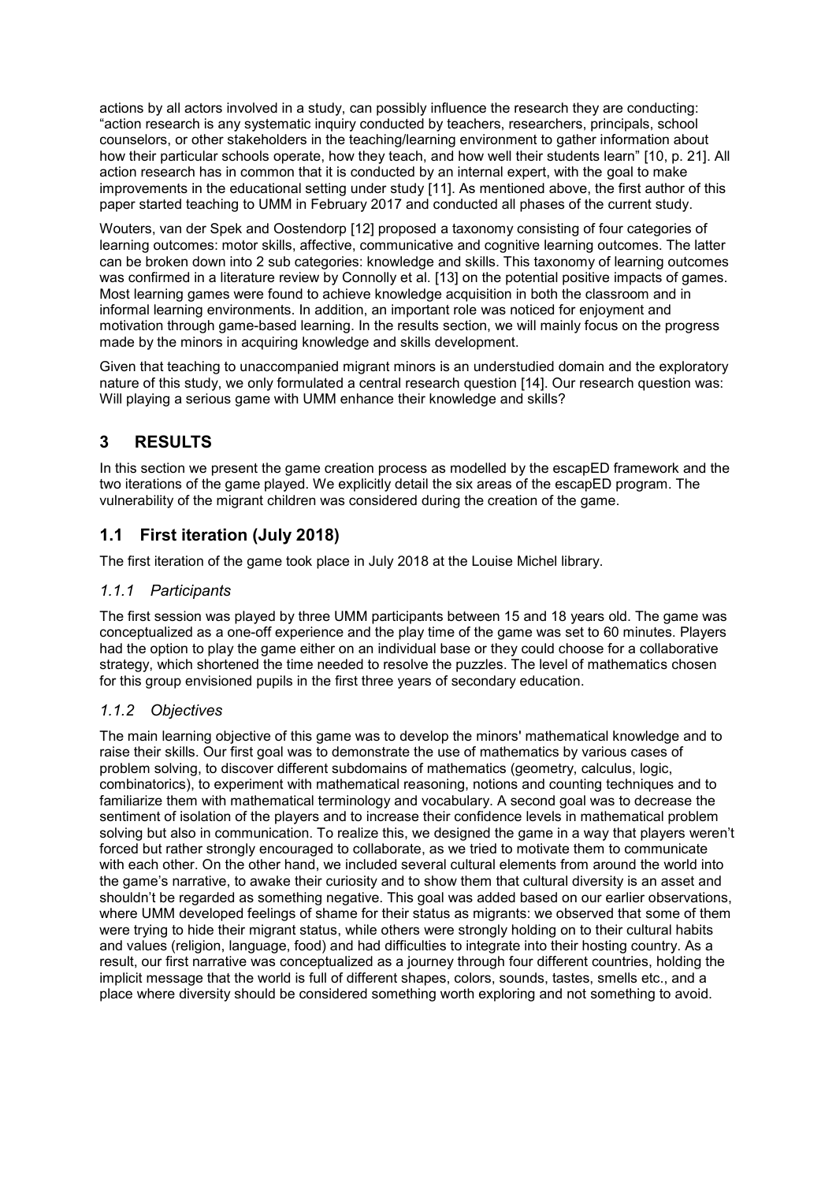actions by all actors involved in a study, can possibly influence the research they are conducting: "action research is any systematic inquiry conducted by teachers, researchers, principals, school counselors, or other stakeholders in the teaching/learning environment to gather information about how their particular schools operate, how they teach, and how well their students learn" [10, p. 21]. All action research has in common that it is conducted by an internal expert, with the goal to make improvements in the educational setting under study [11]. As mentioned above, the first author of this paper started teaching to UMM in February 2017 and conducted all phases of the current study.

Wouters, van der Spek and Oostendorp [12] proposed a taxonomy consisting of four categories of learning outcomes: motor skills, affective, communicative and cognitive learning outcomes. The latter can be broken down into 2 sub categories: knowledge and skills. This taxonomy of learning outcomes was confirmed in a literature review by Connolly et al. [13] on the potential positive impacts of games. Most learning games were found to achieve knowledge acquisition in both the classroom and in informal learning environments. In addition, an important role was noticed for enjoyment and motivation through game-based learning. In the results section, we will mainly focus on the progress made by the minors in acquiring knowledge and skills development.

Given that teaching to unaccompanied migrant minors is an understudied domain and the exploratory nature of this study, we only formulated a central research question [14]. Our research question was: Will playing a serious game with UMM enhance their knowledge and skills?

# 3 RESULTS

In this section we present the game creation process as modelled by the escapED framework and the two iterations of the game played. We explicitly detail the six areas of the escapED program. The vulnerability of the migrant children was considered during the creation of the game.

## 1.1 First iteration (July 2018)

The first iteration of the game took place in July 2018 at the Louise Michel library.

### *1.1.1 Participants*

The first session was played by three UMM participants between 15 and 18 years old. The game was conceptualized as a one-off experience and the play time of the game was set to 60 minutes. Players had the option to play the game either on an individual base or they could choose for a collaborative strategy, which shortened the time needed to resolve the puzzles. The level of mathematics chosen for this group envisioned pupils in the first three years of secondary education.

### *1.1.2 Objectives*

The main learning objective of this game was to develop the minors' mathematical knowledge and to raise their skills. Our first goal was to demonstrate the use of mathematics by various cases of problem solving, to discover different subdomains of mathematics (geometry, calculus, logic, combinatorics), to experiment with mathematical reasoning, notions and counting techniques and to familiarize them with mathematical terminology and vocabulary. A second goal was to decrease the sentiment of isolation of the players and to increase their confidence levels in mathematical problem solving but also in communication. To realize this, we designed the game in a way that players weren't forced but rather strongly encouraged to collaborate, as we tried to motivate them to communicate with each other. On the other hand, we included several cultural elements from around the world into the game's narrative, to awake their curiosity and to show them that cultural diversity is an asset and shouldn't be regarded as something negative. This goal was added based on our earlier observations, where UMM developed feelings of shame for their status as migrants: we observed that some of them were trying to hide their migrant status, while others were strongly holding on to their cultural habits and values (religion, language, food) and had difficulties to integrate into their hosting country. As a result, our first narrative was conceptualized as a journey through four different countries, holding the implicit message that the world is full of different shapes, colors, sounds, tastes, smells etc., and a place where diversity should be considered something worth exploring and not something to avoid.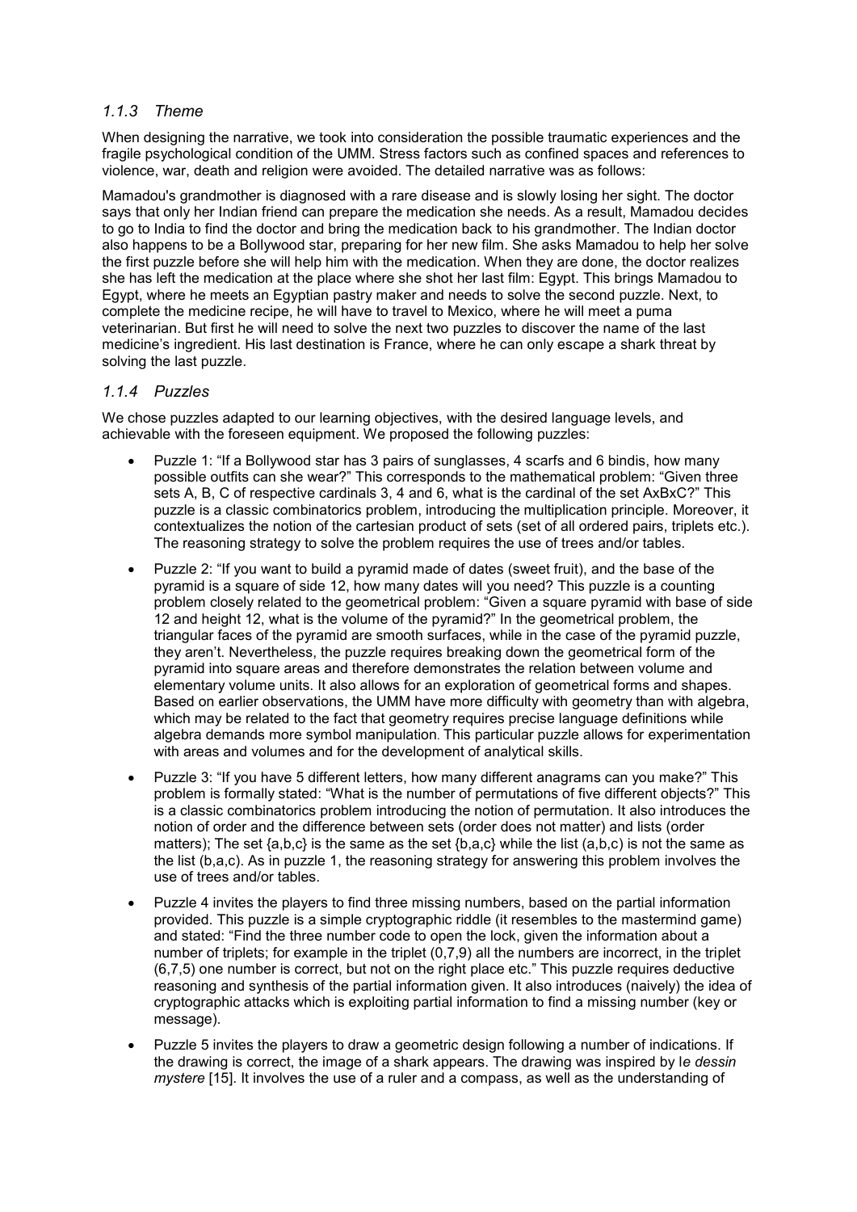### *1.1.3 Theme*

When designing the narrative, we took into consideration the possible traumatic experiences and the fragile psychological condition of the UMM. Stress factors such as confined spaces and references to violence, war, death and religion were avoided. The detailed narrative was as follows:

Mamadou's grandmother is diagnosed with a rare disease and is slowly losing her sight. The doctor says that only her Indian friend can prepare the medication she needs. As a result, Mamadou decides to go to India to find the doctor and bring the medication back to his grandmother. The Indian doctor also happens to be a Bollywood star, preparing for her new film. She asks Mamadou to help her solve the first puzzle before she will help him with the medication. When they are done, the doctor realizes she has left the medication at the place where she shot her last film: Egypt. This brings Mamadou to Egypt, where he meets an Egyptian pastry maker and needs to solve the second puzzle. Next, to complete the medicine recipe, he will have to travel to Mexico, where he will meet a puma veterinarian. But first he will need to solve the next two puzzles to discover the name of the last medicine's ingredient. His last destination is France, where he can only escape a shark threat by solving the last puzzle.

### *1.1.4 Puzzles*

We chose puzzles adapted to our learning objectives, with the desired language levels, and achievable with the foreseen equipment. We proposed the following puzzles:

- Puzzle 1: "If a Bollywood star has 3 pairs of sunglasses, 4 scarfs and 6 bindis, how many possible outfits can she wear?" This corresponds to the mathematical problem: "Given three sets A, B, C of respective cardinals 3, 4 and 6, what is the cardinal of the set AxBxC?" This puzzle is a classic combinatorics problem, introducing the multiplication principle. Moreover, it contextualizes the notion of the cartesian product of sets (set of all ordered pairs, triplets etc.). The reasoning strategy to solve the problem requires the use of trees and/or tables.
- Puzzle 2: "If you want to build a pyramid made of dates (sweet fruit), and the base of the pyramid is a square of side 12, how many dates will you need? This puzzle is a counting problem closely related to the geometrical problem: "Given a square pyramid with base of side 12 and height 12, what is the volume of the pyramid?" In the geometrical problem, the triangular faces of the pyramid are smooth surfaces, while in the case of the pyramid puzzle, they aren't. Nevertheless, the puzzle requires breaking down the geometrical form of the pyramid into square areas and therefore demonstrates the relation between volume and elementary volume units. It also allows for an exploration of geometrical forms and shapes. Based on earlier observations, the UMM have more difficulty with geometry than with algebra, which may be related to the fact that geometry requires precise language definitions while algebra demands more symbol manipulation. This particular puzzle allows for experimentation with areas and volumes and for the development of analytical skills.
- Puzzle 3: "If you have 5 different letters, how many different anagrams can you make?" This problem is formally stated: "What is the number of permutations of five different objects?" This is a classic combinatorics problem introducing the notion of permutation. It also introduces the notion of order and the difference between sets (order does not matter) and lists (order matters); The set {a,b,c} is the same as the set {b,a,c} while the list (a,b,c) is not the same as the list (b,a,c). As in puzzle 1, the reasoning strategy for answering this problem involves the use of trees and/or tables.
- Puzzle 4 invites the players to find three missing numbers, based on the partial information provided. This puzzle is a simple cryptographic riddle (it resembles to the mastermind game) and stated: "Find the three number code to open the lock, given the information about a number of triplets; for example in the triplet (0,7,9) all the numbers are incorrect, in the triplet (6,7,5) one number is correct, but not on the right place etc." This puzzle requires deductive reasoning and synthesis of the partial information given. It also introduces (naively) the idea of cryptographic attacks which is exploiting partial information to find a missing number (key or message).
- Puzzle 5 invites the players to draw a geometric design following a number of indications. If the drawing is correct, the image of a shark appears. The drawing was inspired by l*e dessin mystere* [15]. It involves the use of a ruler and a compass, as well as the understanding of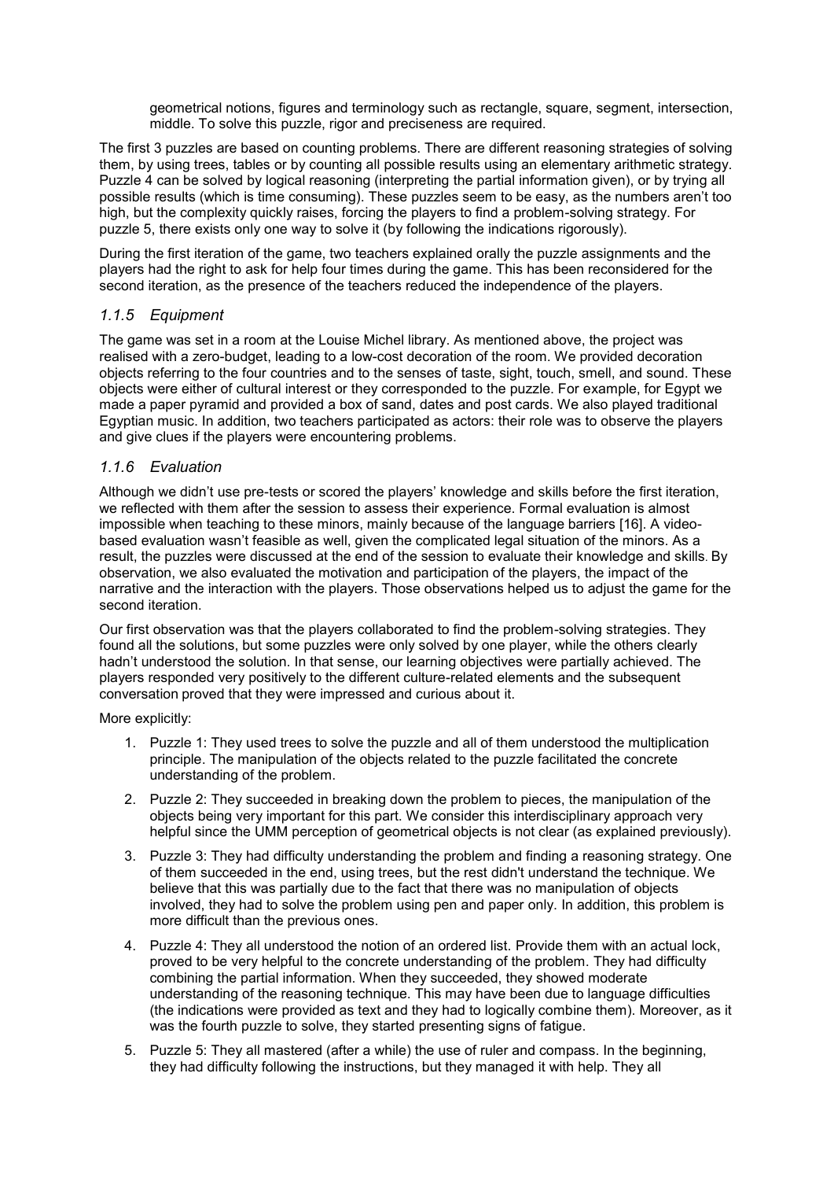geometrical notions, figures and terminology such as rectangle, square, segment, intersection, middle. To solve this puzzle, rigor and preciseness are required.

The first 3 puzzles are based on counting problems. There are different reasoning strategies of solving them, by using trees, tables or by counting all possible results using an elementary arithmetic strategy. Puzzle 4 can be solved by logical reasoning (interpreting the partial information given), or by trying all possible results (which is time consuming). These puzzles seem to be easy, as the numbers aren't too high, but the complexity quickly raises, forcing the players to find a problem-solving strategy. For puzzle 5, there exists only one way to solve it (by following the indications rigorously).

During the first iteration of the game, two teachers explained orally the puzzle assignments and the players had the right to ask for help four times during the game. This has been reconsidered for the second iteration, as the presence of the teachers reduced the independence of the players.

### *1.1.5 Equipment*

The game was set in a room at the Louise Michel library. As mentioned above, the project was realised with a zero-budget, leading to a low-cost decoration of the room. We provided decoration objects referring to the four countries and to the senses of taste, sight, touch, smell, and sound. These objects were either of cultural interest or they corresponded to the puzzle. For example, for Egypt we made a paper pyramid and provided a box of sand, dates and post cards. We also played traditional Egyptian music. In addition, two teachers participated as actors: their role was to observe the players and give clues if the players were encountering problems.

### *1.1.6 Evaluation*

Although we didn't use pre-tests or scored the players' knowledge and skills before the first iteration, we reflected with them after the session to assess their experience. Formal evaluation is almost impossible when teaching to these minors, mainly because of the language barriers [16]. A video-based evaluation wasn't feasible as well, given the complicated legal situation of the minors. As a result, the puzzles were discussed at the end of the session to evaluate their knowledge and skills. By observation, we also evaluated the motivation and participation of the players, the impact of the narrative and the interaction with the players. Those observations helped us to adjust the game for the second iteration.

Our first observation was that the players collaborated to find the problem-solving strategies. They found all the solutions, but some puzzles were only solved by one player, while the others clearly hadn't understood the solution. In that sense, our learning objectives were partially achieved. The players responded very positively to the different culture-related elements and the subsequent conversation proved that they were impressed and curious about it.

More explicitly:

1. Puzzle 1: They used trees to solve the puzzle and all of them understood the multiplication principle. The manipulation of the objects related to the puzzle facilitated the concrete understanding of the problem.
2. Puzzle 2: They succeeded in breaking down the problem to pieces, the manipulation of the objects being very important for this part. We consider this interdisciplinary approach very helpful since the UMM perception of geometrical objects is not clear (as explained previously).
3. Puzzle 3: They had difficulty understanding the problem and finding a reasoning strategy. One of them succeeded in the end, using trees, but the rest didn't understand the technique. We believe that this was partially due to the fact that there was no manipulation of objects involved, they had to solve the problem using pen and paper only. In addition, this problem is more difficult than the previous ones.
4. Puzzle 4: They all understood the notion of an ordered list. Provide them with an actual lock, proved to be very helpful to the concrete understanding of the problem. They had difficulty combining the partial information. When they succeeded, they showed moderate understanding of the reasoning technique. This may have been due to language difficulties (the indications were provided as text and they had to logically combine them). Moreover, as it was the fourth puzzle to solve, they started presenting signs of fatigue.
5. Puzzle 5: They all mastered (after a while) the use of ruler and compass. In the beginning, they had difficulty following the instructions, but they managed it with help. They all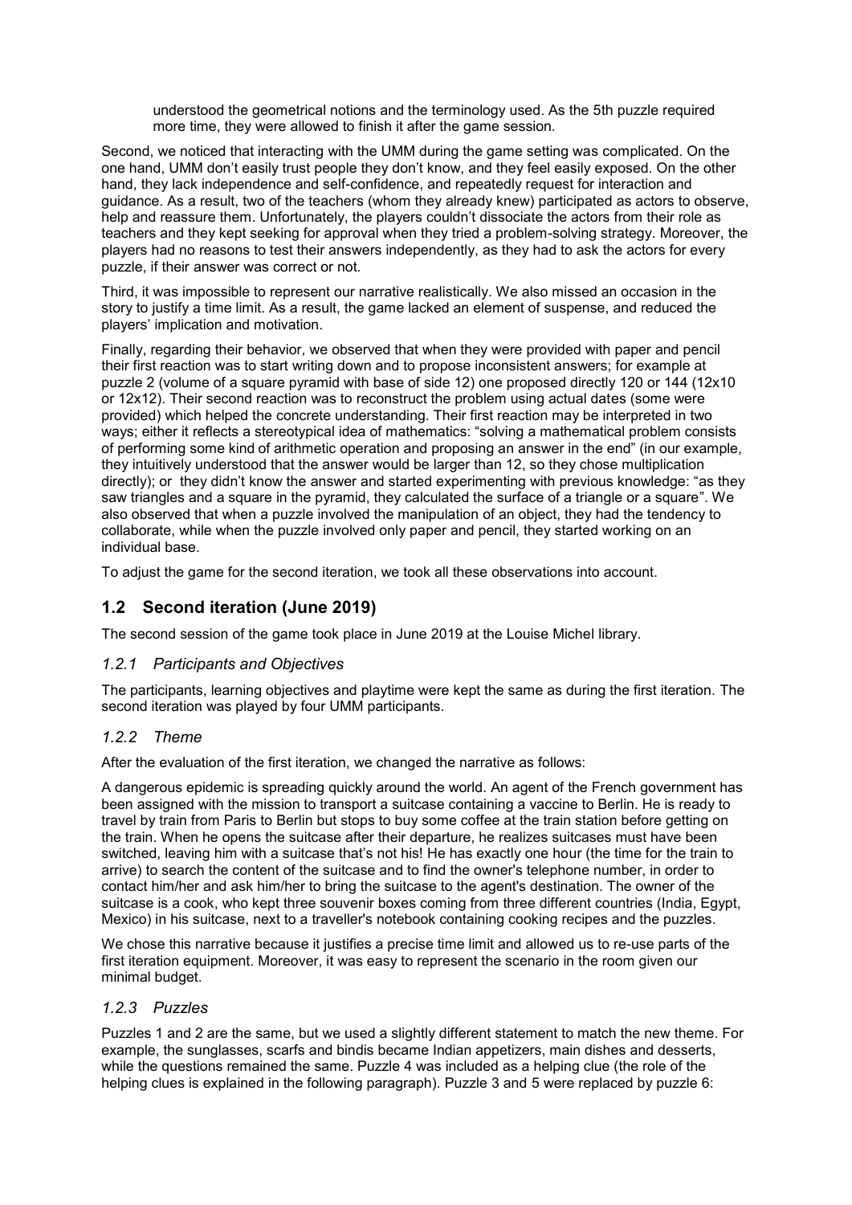understood the geometrical notions and the terminology used. As the 5th puzzle required more time, they were allowed to finish it after the game session.

Second, we noticed that interacting with the UMM during the game setting was complicated. On the one hand, UMM don't easily trust people they don't know, and they feel easily exposed. On the other hand, they lack independence and self-confidence, and repeatedly request for interaction and guidance. As a result, two of the teachers (whom they already knew) participated as actors to observe, help and reassure them. Unfortunately, the players couldn't dissociate the actors from their role as teachers and they kept seeking for approval when they tried a problem-solving strategy. Moreover, the players had no reasons to test their answers independently, as they had to ask the actors for every puzzle, if their answer was correct or not.

Third, it was impossible to represent our narrative realistically. We also missed an occasion in the story to justify a time limit. As a result, the game lacked an element of suspense, and reduced the players' implication and motivation.

Finally, regarding their behavior, we observed that when they were provided with paper and pencil their first reaction was to start writing down and to propose inconsistent answers; for example at puzzle 2 (volume of a square pyramid with base of side 12) one proposed directly 120 or 144 (12x10 or 12x12). Their second reaction was to reconstruct the problem using actual dates (some were provided) which helped the concrete understanding. Their first reaction may be interpreted in two ways; either it reflects a stereotypical idea of mathematics: "solving a mathematical problem consists of performing some kind of arithmetic operation and proposing an answer in the end" (in our example, they intuitively understood that the answer would be larger than 12, so they chose multiplication directly); or they didn't know the answer and started experimenting with previous knowledge: "as they saw triangles and a square in the pyramid, they calculated the surface of a triangle or a square". We also observed that when a puzzle involved the manipulation of an object, they had the tendency to collaborate, while when the puzzle involved only paper and pencil, they started working on an individual base.

To adjust the game for the second iteration, we took all these observations into account.

## 1.2 Second iteration (June 2019)

The second session of the game took place in June 2019 at the Louise Michel library.

### *1.2.1 Participants and Objectives*

The participants, learning objectives and playtime were kept the same as during the first iteration. The second iteration was played by four UMM participants.

### *1.2.2 Theme*

After the evaluation of the first iteration, we changed the narrative as follows:

A dangerous epidemic is spreading quickly around the world. An agent of the French government has been assigned with the mission to transport a suitcase containing a vaccine to Berlin. He is ready to travel by train from Paris to Berlin but stops to buy some coffee at the train station before getting on the train. When he opens the suitcase after their departure, he realizes suitcases must have been switched, leaving him with a suitcase that's not his! He has exactly one hour (the time for the train to arrive) to search the content of the suitcase and to find the owner's telephone number, in order to contact him/her and ask him/her to bring the suitcase to the agent's destination. The owner of the suitcase is a cook, who kept three souvenir boxes coming from three different countries (India, Egypt, Mexico) in his suitcase, next to a traveller's notebook containing cooking recipes and the puzzles.

We chose this narrative because it justifies a precise time limit and allowed us to re-use parts of the first iteration equipment. Moreover, it was easy to represent the scenario in the room given our minimal budget.

### *1.2.3 Puzzles*

Puzzles 1 and 2 are the same, but we used a slightly different statement to match the new theme. For example, the sunglasses, scarfs and bindis became Indian appetizers, main dishes and desserts, while the questions remained the same. Puzzle 4 was included as a helping clue (the role of the helping clues is explained in the following paragraph). Puzzle 3 and 5 were replaced by puzzle 6: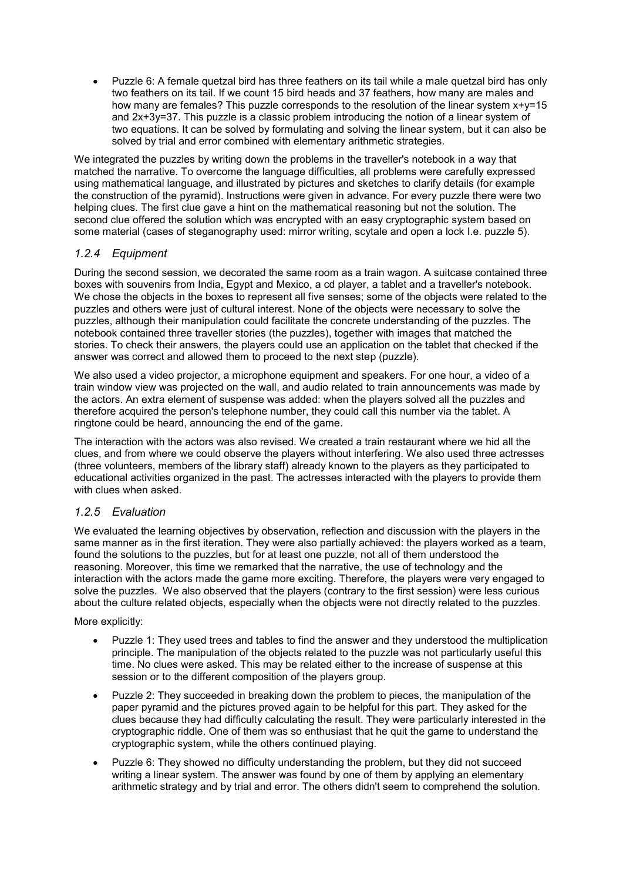- Puzzle 6: A female quetzal bird has three feathers on its tail while a male quetzal bird has only two feathers on its tail. If we count 15 bird heads and 37 feathers, how many are males and how many are females? This puzzle corresponds to the resolution of the linear system $x+y=15$ and $2x+3y=37$. This puzzle is a classic problem introducing the notion of a linear system of two equations. It can be solved by formulating and solving the linear system, but it can also be solved by trial and error combined with elementary arithmetic strategies.

We integrated the puzzles by writing down the problems in the traveller's notebook in a way that matched the narrative. To overcome the language difficulties, all problems were carefully expressed using mathematical language, and illustrated by pictures and sketches to clarify details (for example the construction of the pyramid). Instructions were given in advance. For every puzzle there were two helping clues. The first clue gave a hint on the mathematical reasoning but not the solution. The second clue offered the solution which was encrypted with an easy cryptographic system based on some material (cases of steganography used: mirror writing, scytale and open a lock I.e. puzzle 5).

### *1.2.4 Equipment*

During the second session, we decorated the same room as a train wagon. A suitcase contained three boxes with souvenirs from India, Egypt and Mexico, a cd player, a tablet and a traveller's notebook. We chose the objects in the boxes to represent all five senses; some of the objects were related to the puzzles and others were just of cultural interest. None of the objects were necessary to solve the puzzles, although their manipulation could facilitate the concrete understanding of the puzzles. The notebook contained three traveller stories (the puzzles), together with images that matched the stories. To check their answers, the players could use an application on the tablet that checked if the answer was correct and allowed them to proceed to the next step (puzzle).

We also used a video projector, a microphone equipment and speakers. For one hour, a video of a train window view was projected on the wall, and audio related to train announcements was made by the actors. An extra element of suspense was added: when the players solved all the puzzles and therefore acquired the person's telephone number, they could call this number via the tablet. A ringtone could be heard, announcing the end of the game.

The interaction with the actors was also revised. We created a train restaurant where we hid all the clues, and from where we could observe the players without interfering. We also used three actresses (three volunteers, members of the library staff) already known to the players as they participated to educational activities organized in the past. The actresses interacted with the players to provide them with clues when asked.

### *1.2.5 Evaluation*

We evaluated the learning objectives by observation, reflection and discussion with the players in the same manner as in the first iteration. They were also partially achieved: the players worked as a team, found the solutions to the puzzles, but for at least one puzzle, not all of them understood the reasoning. Moreover, this time we remarked that the narrative, the use of technology and the interaction with the actors made the game more exciting. Therefore, the players were very engaged to solve the puzzles. We also observed that the players (contrary to the first session) were less curious about the culture related objects, especially when the objects were not directly related to the puzzles.

More explicitly:

- Puzzle 1: They used trees and tables to find the answer and they understood the multiplication principle. The manipulation of the objects related to the puzzle was not particularly useful this time. No clues were asked. This may be related either to the increase of suspense at this session or to the different composition of the players group.
- Puzzle 2: They succeeded in breaking down the problem to pieces, the manipulation of the paper pyramid and the pictures proved again to be helpful for this part. They asked for the clues because they had difficulty calculating the result. They were particularly interested in the cryptographic riddle. One of them was so enthusiast that he quit the game to understand the cryptographic system, while the others continued playing.
- Puzzle 6: They showed no difficulty understanding the problem, but they did not succeed writing a linear system. The answer was found by one of them by applying an elementary arithmetic strategy and by trial and error. The others didn't seem to comprehend the solution.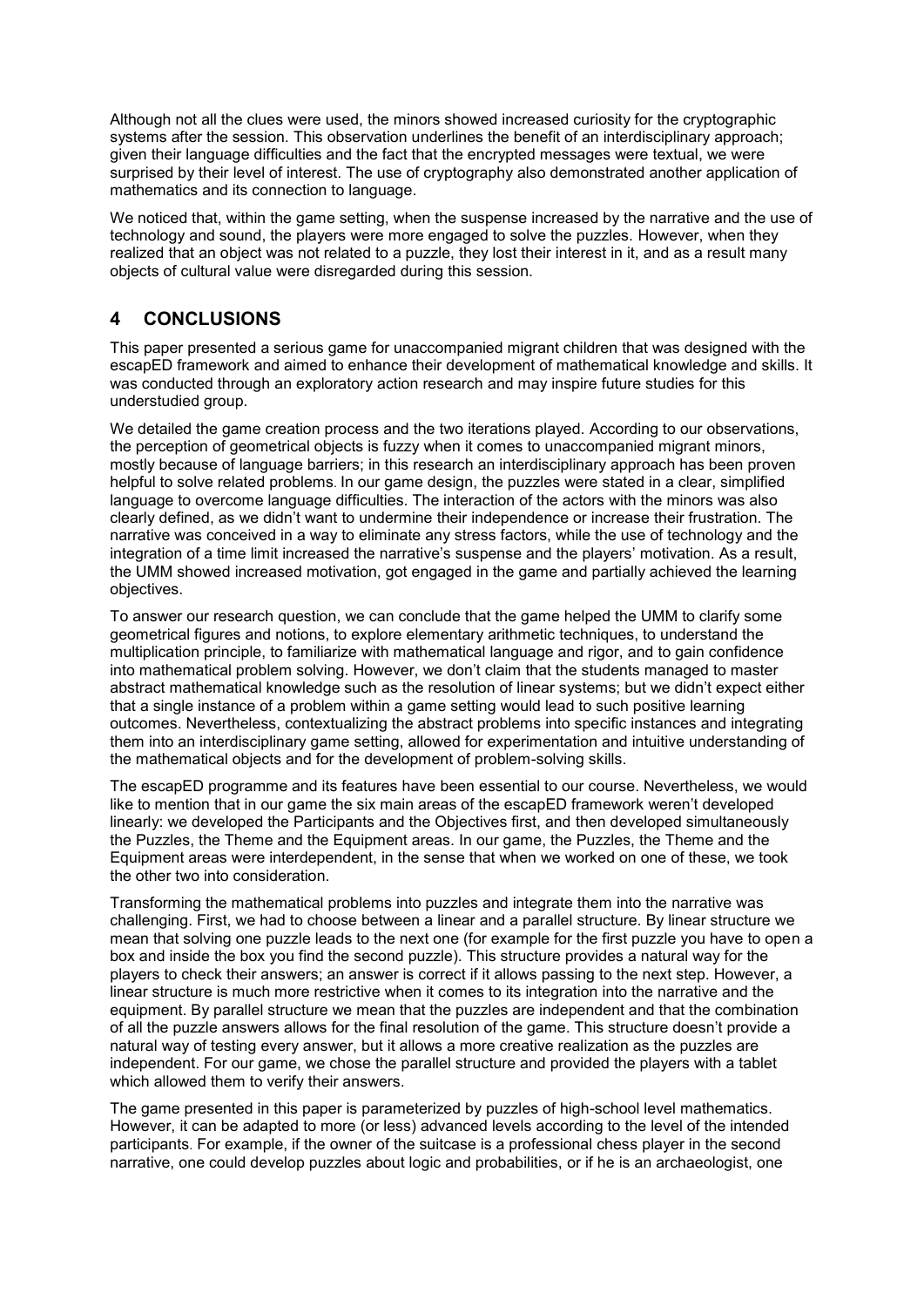Although not all the clues were used, the minors showed increased curiosity for the cryptographic systems after the session. This observation underlines the benefit of an interdisciplinary approach; given their language difficulties and the fact that the encrypted messages were textual, we were surprised by their level of interest. The use of cryptography also demonstrated another application of mathematics and its connection to language.

We noticed that, within the game setting, when the suspense increased by the narrative and the use of technology and sound, the players were more engaged to solve the puzzles. However, when they realized that an object was not related to a puzzle, they lost their interest in it, and as a result many objects of cultural value were disregarded during this session.

## 4 CONCLUSIONS

This paper presented a serious game for unaccompanied migrant children that was designed with the escapED framework and aimed to enhance their development of mathematical knowledge and skills. It was conducted through an exploratory action research and may inspire future studies for this understudied group.

We detailed the game creation process and the two iterations played. According to our observations, the perception of geometrical objects is fuzzy when it comes to unaccompanied migrant minors, mostly because of language barriers; in this research an interdisciplinary approach has been proven helpful to solve related problems. In our game design, the puzzles were stated in a clear, simplified language to overcome language difficulties. The interaction of the actors with the minors was also clearly defined, as we didn't want to undermine their independence or increase their frustration. The narrative was conceived in a way to eliminate any stress factors, while the use of technology and the integration of a time limit increased the narrative's suspense and the players' motivation. As a result, the UMM showed increased motivation, got engaged in the game and partially achieved the learning objectives.

To answer our research question, we can conclude that the game helped the UMM to clarify some geometrical figures and notions, to explore elementary arithmetic techniques, to understand the multiplication principle, to familiarize with mathematical language and rigor, and to gain confidence into mathematical problem solving. However, we don't claim that the students managed to master abstract mathematical knowledge such as the resolution of linear systems; but we didn't expect either that a single instance of a problem within a game setting would lead to such positive learning outcomes. Nevertheless, contextualizing the abstract problems into specific instances and integrating them into an interdisciplinary game setting, allowed for experimentation and intuitive understanding of the mathematical objects and for the development of problem-solving skills.

The escapED programme and its features have been essential to our course. Nevertheless, we would like to mention that in our game the six main areas of the escapED framework weren't developed linearly: we developed the Participants and the Objectives first, and then developed simultaneously the Puzzles, the Theme and the Equipment areas. In our game, the Puzzles, the Theme and the Equipment areas were interdependent, in the sense that when we worked on one of these, we took the other two into consideration.

Transforming the mathematical problems into puzzles and integrate them into the narrative was challenging. First, we had to choose between a linear and a parallel structure. By linear structure we mean that solving one puzzle leads to the next one (for example for the first puzzle you have to open a box and inside the box you find the second puzzle). This structure provides a natural way for the players to check their answers; an answer is correct if it allows passing to the next step. However, a linear structure is much more restrictive when it comes to its integration into the narrative and the equipment. By parallel structure we mean that the puzzles are independent and that the combination of all the puzzle answers allows for the final resolution of the game. This structure doesn't provide a natural way of testing every answer, but it allows a more creative realization as the puzzles are independent. For our game, we chose the parallel structure and provided the players with a tablet which allowed them to verify their answers.

The game presented in this paper is parameterized by puzzles of high-school level mathematics. However, it can be adapted to more (or less) advanced levels according to the level of the intended participants. For example, if the owner of the suitcase is a professional chess player in the second narrative, one could develop puzzles about logic and probabilities, or if he is an archaeologist, one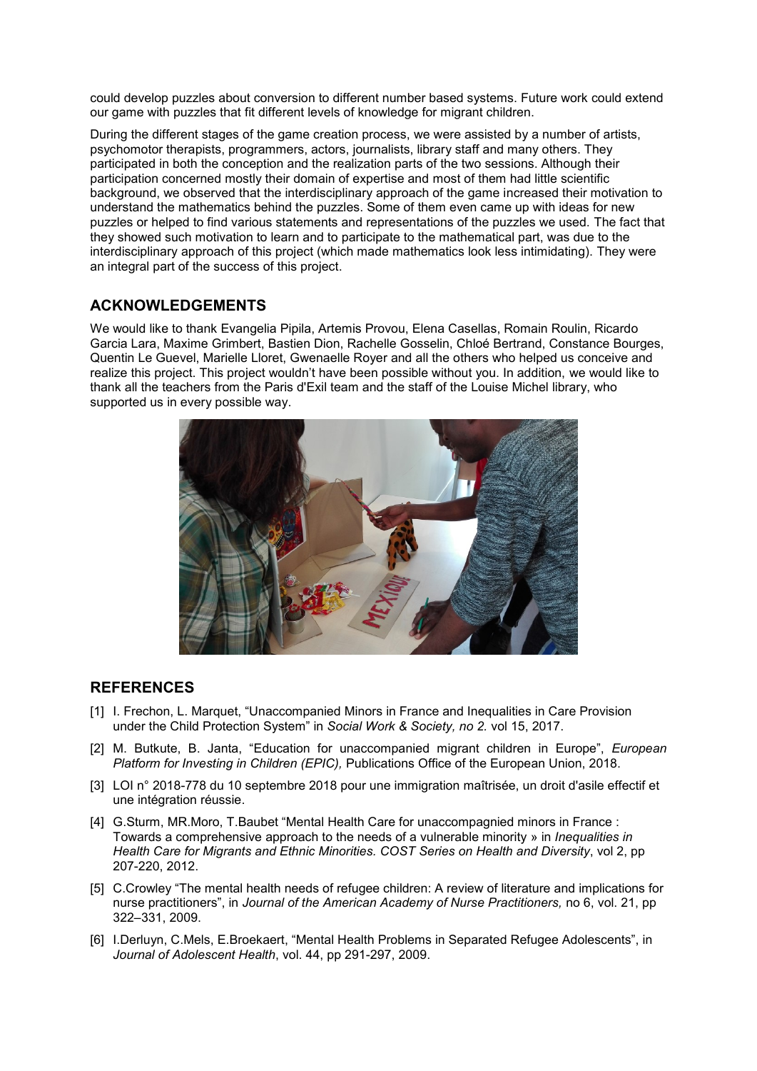could develop puzzles about conversion to different number based systems. Future work could extend our game with puzzles that fit different levels of knowledge for migrant children.

During the different stages of the game creation process, we were assisted by a number of artists, psychomotor therapists, programmers, actors, journalists, library staff and many others. They participated in both the conception and the realization parts of the two sessions. Although their participation concerned mostly their domain of expertise and most of them had little scientific background, we observed that the interdisciplinary approach of the game increased their motivation to understand the mathematics behind the puzzles. Some of them even came up with ideas for new puzzles or helped to find various statements and representations of the puzzles we used. The fact that they showed such motivation to learn and to participate to the mathematical part, was due to the interdisciplinary approach of this project (which made mathematics look less intimidating). They were an integral part of the success of this project.

## ACKNOWLEDGEMENTS

We would like to thank Evangelia Pipila, Artemis Provou, Elena Casellas, Romain Roulin, Ricardo Garcia Lara, Maxime Grimbert, Bastien Dion, Rachelle Gosselin, Chloé Bertrand, Constance Bourges, Quentin Le Guevel, Marielle Lloret, Gwenaelle Royer and all the others who helped us conceive and realize this project. This project wouldn't have been possible without you. In addition, we would like to thank all the teachers from the Paris d'Exil team and the staff of the Louise Michel library, who supported us in every possible way.

## REFERENCES

[1] I. Frechon, L. Marquet, "Unaccompanied Minors in France and Inequalities in Care Provision under the Child Protection System" in *Social Work & Society, no 2.* vol 15, 2017.

[2] M. Butkute, B. Janta, "Education for unaccompanied migrant children in Europe", *European Platform for Investing in Children (EPIC),* Publications Office of the European Union, 2018.

[3] LOI n° 2018-778 du 10 septembre 2018 pour une immigration maîtrisée, un droit d'asile effectif et une intégration réussie.

[4] G.Sturm, MR.Moro, T.Baubet "Mental Health Care for unaccompagnied minors in France : Towards a comprehensive approach to the needs of a vulnerable minority » in *Inequalities in Health Care for Migrants and Ethnic Minorities. COST Series on Health and Diversity*, vol 2, pp 207-220, 2012.

[5] C.Crowley "The mental health needs of refugee children: A review of literature and implications for nurse practitioners", in *Journal of the American Academy of Nurse Practitioners,* no 6, vol. 21, pp 322–331, 2009.

[6] I.Derluyn, C.Mels, E.Broekaert, "Mental Health Problems in Separated Refugee Adolescents", in *Journal of Adolescent Health*, vol. 44, pp 291-297, 2009.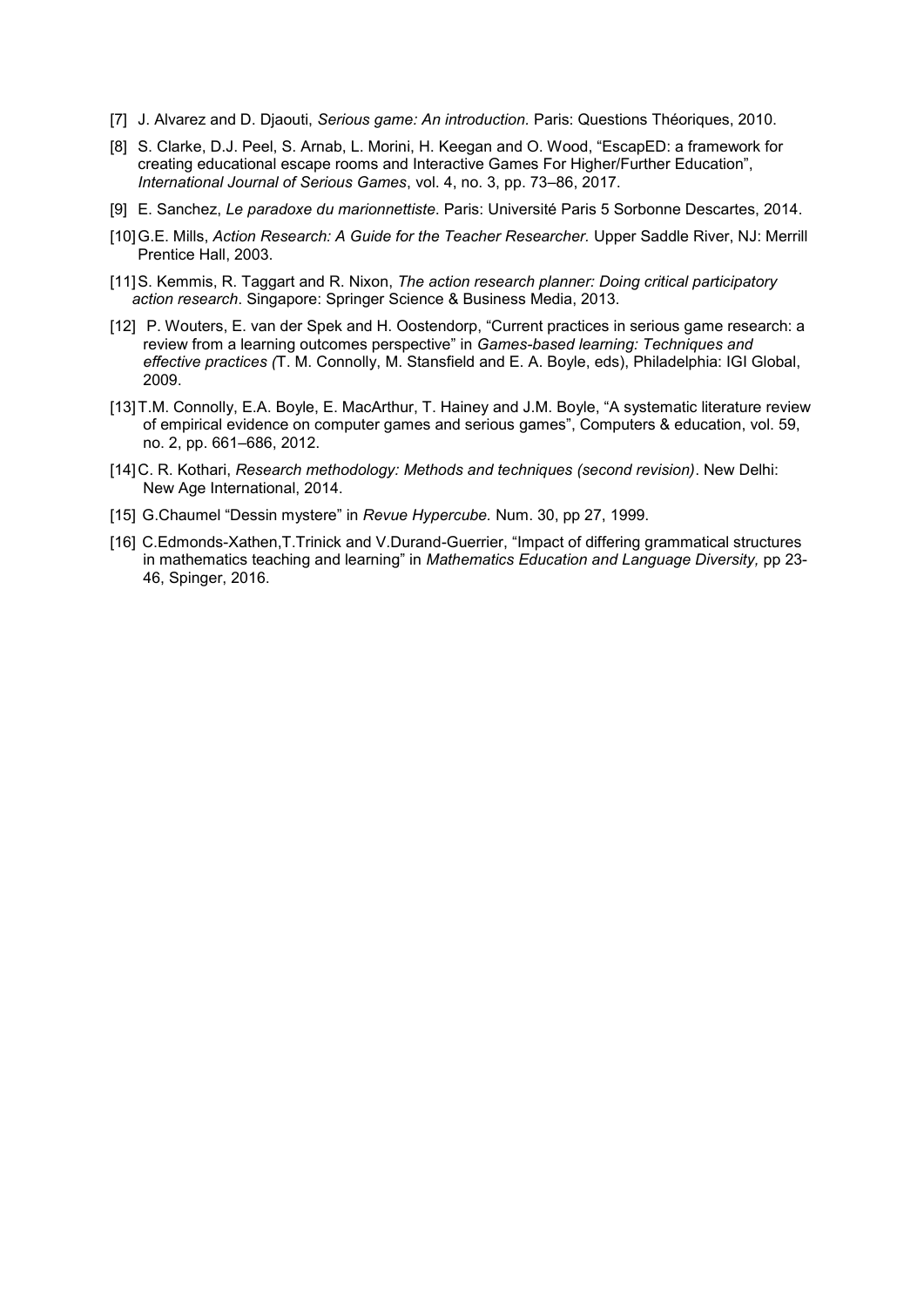[7] J. Alvarez and D. Djaouti, *Serious game: An introduction.* Paris: Questions Théoriques, 2010.

[8] S. Clarke, D.J. Peel, S. Arnab, L. Morini, H. Keegan and O. Wood, "EscapED: a framework for creating educational escape rooms and Interactive Games For Higher/Further Education", *International Journal of Serious Games*, vol. 4, no. 3, pp. 73–86, 2017.

[9] E. Sanchez, *Le paradoxe du marionnettiste*. Paris: Université Paris 5 Sorbonne Descartes, 2014.

[10] G.E. Mills, *Action Research: A Guide for the Teacher Researcher.* Upper Saddle River, NJ: Merrill Prentice Hall, 2003.

[11] S. Kemmis, R. Taggart and R. Nixon, *The action research planner: Doing critical participatory action research*. Singapore: Springer Science & Business Media, 2013.

[12] P. Wouters, E. van der Spek and H. Oostendorp, "Current practices in serious game research: a review from a learning outcomes perspective" in *Games-based learning: Techniques and effective practices (*T. M. Connolly, M. Stansfield and E. A. Boyle, eds), Philadelphia: IGI Global, 2009.

[13] T.M. Connolly, E.A. Boyle, E. MacArthur, T. Hainey and J.M. Boyle, "A systematic literature review of empirical evidence on computer games and serious games", Computers & education, vol. 59, no. 2, pp. 661–686, 2012.

[14] C. R. Kothari, *Research methodology: Methods and techniques (second revision)*. New Delhi: New Age International, 2014.

[15] G.Chaumel "Dessin mystere" in *Revue Hypercube.* Num. 30, pp 27, 1999.

[16] C.Edmonds-Xathen,T.Trinick and V.Durand-Guerrier, "Impact of differing grammatical structures in mathematics teaching and learning" in *Mathematics Education and Language Diversity,* pp 23-46, Spinger, 2016.